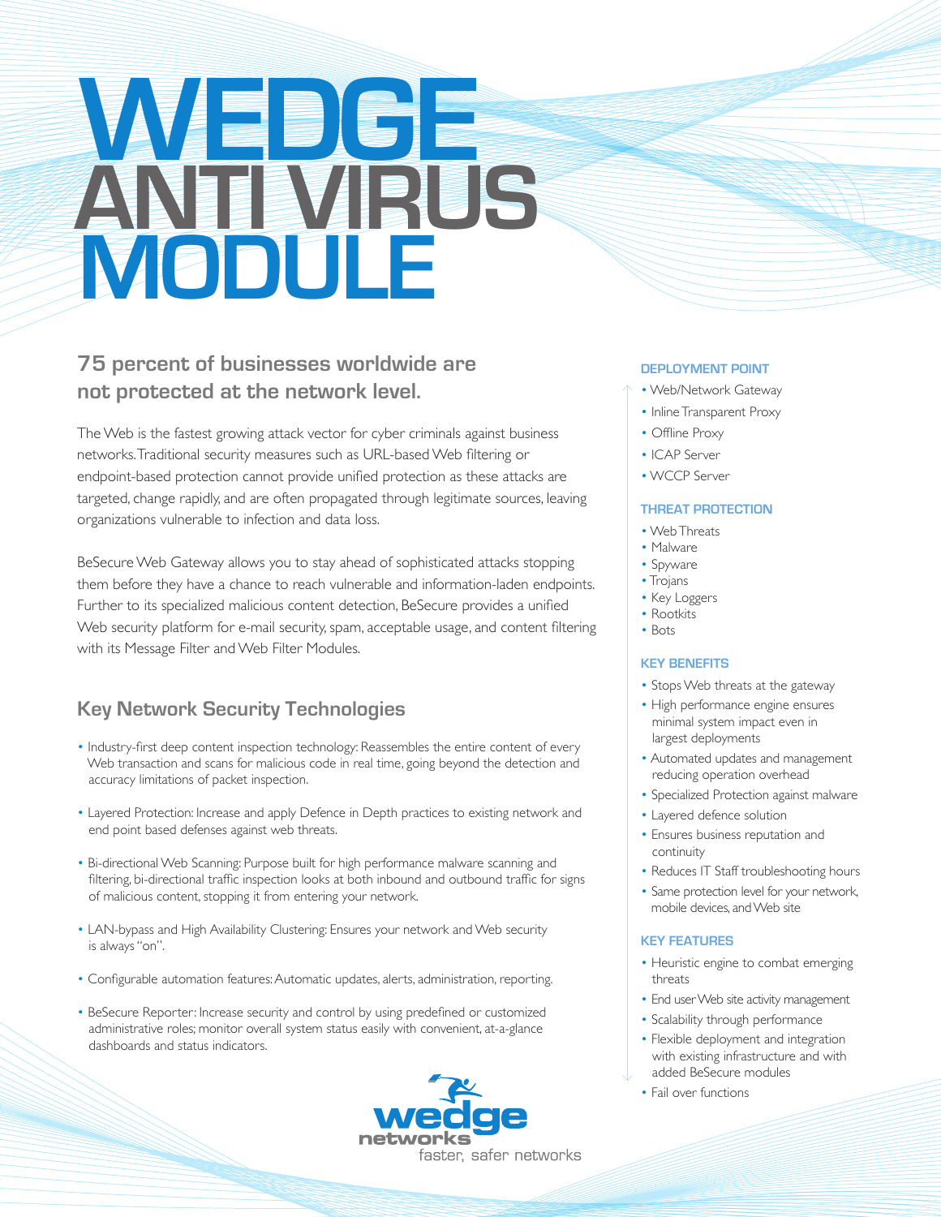# WEDGE ANTI VIRUS MODULE

## 75 percent of businesses worldwide are not protected at the network level.

The Web is the fastest growing attack vector for cyber criminals against business networks. Traditional security measures such as URL-based Web filtering or endpoint-based protection cannot provide unified protection as these attacks are targeted, change rapidly, and are often propagated through legitimate sources, leaving organizations vulnerable to infection and data loss.

BeSecure Web Gateway allows you to stay ahead of sophisticated attacks stopping them before they have a chance to reach vulnerable and information-laden endpoints. Further to its specialized malicious content detection, BeSecure provides a unified Web security platform for e-mail security, spam, acceptable usage, and content filtering with its Message Filter and Web Filter Modules.

## Key Network Security Technologies

- Industry-first deep content inspection technology: Reassembles the entire content of every Web transaction and scans for malicious code in real time, going beyond the detection and accuracy limitations of packet inspection.
- Layered Protection: Increase and apply Defence in Depth practices to existing network and end point based defenses against web threats.
- Bi-directional Web Scanning: Purpose built for high performance malware scanning and filtering, bi-directional traffic inspection looks at both inbound and outbound traffic for signs of malicious content, stopping it from entering your network.
- LAN-bypass and High Availability Clustering: Ensures your network and Web security is always "on".
- Configurable automation features: Automatic updates, alerts, administration, reporting.
- BeSecure Reporter: Increase security and control by using predefined or customized administrative roles; monitor overall system status easily with convenient, at-a-glance dashboards and status indicators.

### DEPLOYMENT POINT

- Web/Network Gateway
- Inline Transparent Proxy
- Offline Proxy
- ICAP Server
- WCCP Server

### THREAT PROTECTION

- Web Threats
- Malware
- Spyware
- Trojans
- Key Loggers
- Rootkits
- Bots

### KEY BENEFITS

- Stops Web threats at the gateway
- High performance engine ensures minimal system impact even in largest deployments
- Automated updates and management reducing operation overhead
- Specialized Protection against malware
- Layered defence solution
- Ensures business reputation and continuity
- Reduces IT Staff troubleshooting hours
- Same protection level for your network, mobile devices, and Web site

### KEY FEATURES

- Heuristic engine to combat emerging threats
- End user Web site activity management
- Scalability through performance
- Flexible deployment and integration with existing infrastructure and with added BeSecure modules
- Fail over functions

wedge networks
faster, safer networks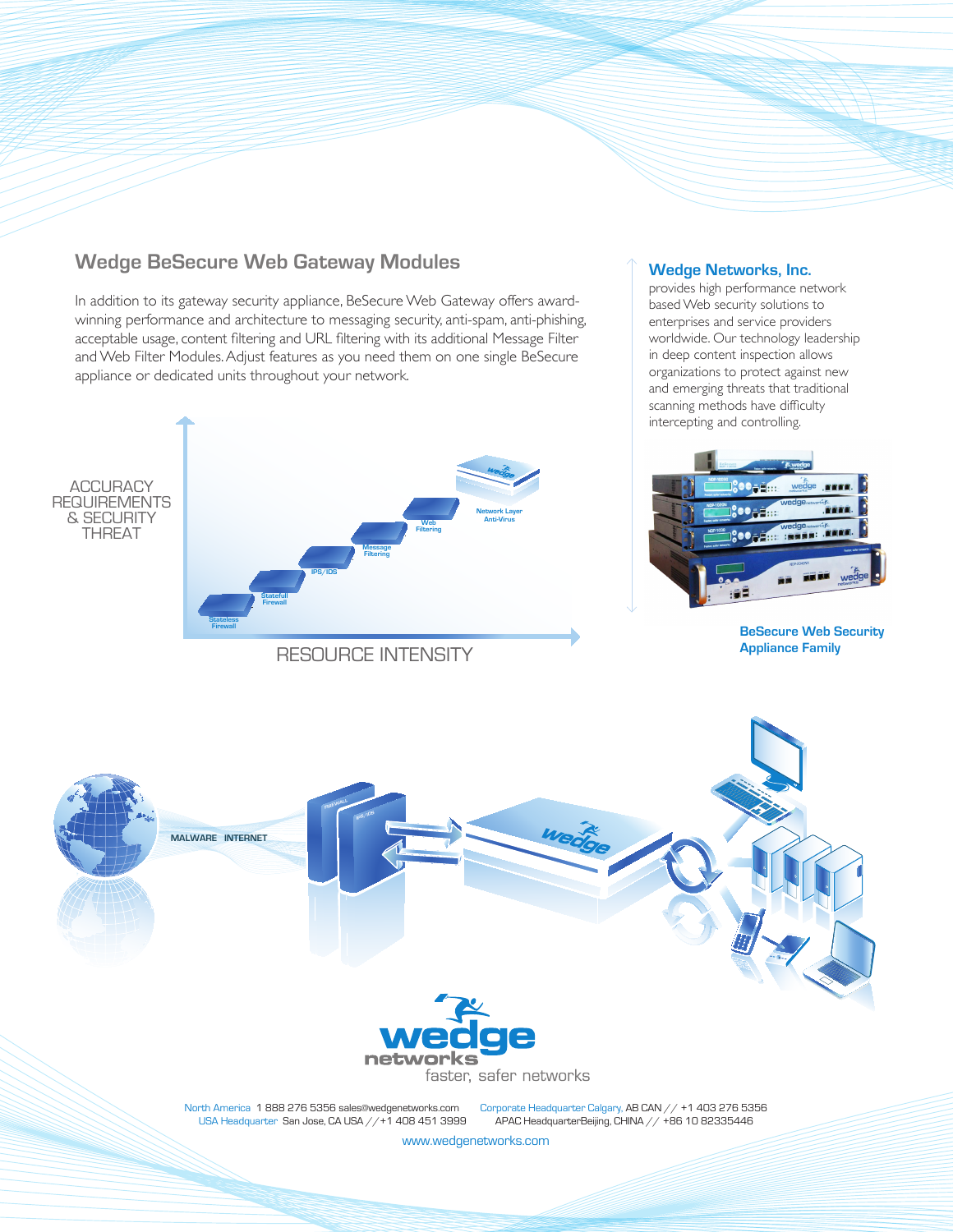## Wedge BeSecure Web Gateway Modules

In addition to its gateway security appliance, BeSecure Web Gateway offers award-winning performance and architecture to messaging security, anti-spam, anti-phishing, acceptable usage, content filtering and URL filtering with its additional Message Filter and Web Filter Modules. Adjust features as you need them on one single BeSecure appliance or dedicated units throughout your network.

ACCURACY REQUIREMENTS & SECURITY THREAT

Stateless Firewall

Statefull Firewall

IPS/IDS

Message Filtering

Web Filtering

Network Layer Anti-Virus

RESOURCE INTENSITY

### Wedge Networks, Inc.

provides high performance network based Web security solutions to enterprises and service providers worldwide. Our technology leadership in deep content inspection allows organizations to protect against new and emerging threats that traditional scanning methods have difficulty intercepting and controlling.

**BeSecure Web Security Appliance Family**

MALWARE INTERNET

FIREWALL

IPS/IDS

wedge networks

faster, safer networks

North America 1 888 276 5356 sales@wedgenetworks.com
USA Headquarter San Jose, CA USA // +1 408 451 3999

Corporate Headquarter Calgary, AB CAN // +1 403 276 5356
APAC HeadquarterBeijing, CHINA // +86 10 82335446

www.wedgenetworks.com